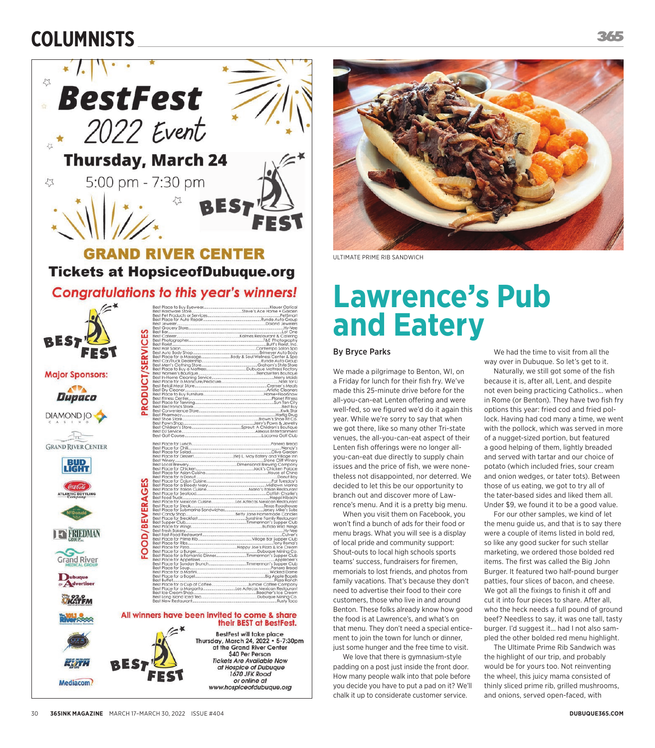## COLUMNS

# BestFest 2022 Event

**Thursday, March 24**

5:00 pm - 7:30 pm

**GRAND RIVER CENTER**

**Tickets at HopsiceofDubuque.org**

***Congratulations to this year's winners!***

**Major Sponsors:** Dupaco, Diamond Jo Casino, Grand River Center, Bud Light, Coca-Cola Atlantic Bottling Company, McDonald's, The Friedman Group, Grand River Medical Group, Dubuque Advertiser, 92.9 KAT FM, The Mix River, 97.3, KOTH, Mediacom

### PRODUCT/SERVICES

- Best Place to Buy Eyewear........Klauer Optical
- Best Hardware Store........Steve's Ace Home + Garden
- Best Pet Products or Services........PetSmart
- Best Place for Auto Repair........Runde Auto Group
- Best Jeweler........Doland Jewelers
- Best Grocery Store........Hy-Vee
- Best Bar........Lot One
- Best Caterer........Kalmes Restaurant & Catering
- Best Photographer........T&E Photography
- Best Florist........Butt's Florist, Inc.
- Best Hair Salon........Contempo Salon Spa
- Best Auto Body Shop........Brimeyer Auto Body
- Best Place for a Massage........Body & Soul Wellness Center & Spa
- Best Car/Truck Dealership........Runde Auto Group
- Best Men's Clothing Store........Graham's Style Store
- Best Place to Buy a Mattress........Dubuque Mattress Factory
- Best Women's Boutique........Trendsetters Boutique
- Best In-Home Cleaning Service........Merry Maids
- Best Place for a Manicure/Pedicure........Nails for U
- Best Retail Meat Store........Cremer's Meats
- Best Dry Cleaner........Artistic Cleaners
- Best Place to Buy Furniture........Home+FloorShow
- Best Fitness Center........Planet Fitness
- Best Place for Tanning........Sun Tan City
- Best Electronics Store........Best Buy
- Best Convenience Store........Kwik Star
- Best Pharmacy........Hartig Drug
- Best Shoe Store........Brown's Shoe Fit Co.
- Best Pawn Shop........Jerry's Pawn & Jewelry
- Best Children's Store........Sprout: A Children's Boutique
- Best DJ Service........Alexus Entertainment
- Best Golf Course........Lacoma Golf Club

### FOOD/BEVERAGES

- Best Place for Lunch........Panera Bread
- Best Place for Chili........Wendy's
- Best Place for Salad........Olive Garden
- Best Place for Dessert........(tie) L. May Eatery and Village Inn
- Best Winery........Stone Cliff Winery
- Best Local Brewery........Dimensional Brewing Company
- Best Place for Chicken........Jack's Chicken Palace
- Best Place for Asian Cuisine........House of China
- Best Place for a Donut........Donut Boy
- Best Place for Cajun Cuisine........Fat Tuesday's
- Best Place for a Bloody Mary........Midtown Marina
- Best Place for Italian Cuisine........Mario's Italian Restaurant
- Best Place for Seafood........Catfish Charlie's
- Best Food Truck........Happi Hibachi
- Best Place for Mexican Cuisine........Los Aztecas Mexican Restaurant
- Best Place for Steak........Texas Roadhouse
- Best Place for Submarine Sandwiches........Jersey Mike's Subs
- Best Candy Shop........Betty Jane Homemade Candies
- Best Place for Breakfast........Sunshine Family Restaurant
- Best Supper Club........Timmerman's Supper Club
- Best Place for Wings........Buffalo Wild Wings
- Best Fresh Bakery........Hy-Vee
- Best Fast-Food Restaurant........Culver's
- Best Place for Prime Rib........Village Bar Supper Club
- Best Place for Ribs........Tony Roma's
- Best Place for Pizza........Happy Joe's Pizza & Ice Cream
- Best Place for a Burger........Dubuque Mining Co.
- Best Place for a Romantic Dinner........Timmerman's Supper Club
- Best Place for Appetizers........Applebee's
- Best Place for Sunday Brunch........Timmerman's Supper Club
- Best Place for Soup........Panera Bread
- Best Place for a Martini........Wicked Dame
- Best Place for a Bagel........Big Apple Bagels
- Best Buffet........Pizza Ranch
- Best Place for a Cup of Coffee........Jumble Coffee Company
- Best Place for a Margarita........Los Aztecas Mexican Restaurant
- Best Ice Cream Shop........Boecher's Ice Cream
- Best Long Island Iced Tea........Dubuque Mining Co.
- Best New Restaurant........Rusty Taco

**All winners have been invited to come & share their BEST at BestFest.**

*BestFest will take place*
*Thursday, March 24, 2022 • 5-7:30pm*
*at the Grand River Center*
*$40 Per Person*
*Tickets Are Available Now*
*at Hospice of Dubuque*
*1670 JFK Road*
*or online at*
*www.hospiceofdubuque.org*

ULTIMATE PRIME RIB SANDWICH

# Lawrence's Pub and Eatery

**By Bryce Parks**

We made a pilgrimage to Benton, WI, on a Friday for lunch for their fish fry. We've made this 25-minute drive before for the all-you-can-eat Lenten offering and were well-fed, so we figured we'd do it again this year. While we're sorry to say that when we got there, like so many other Tri-state venues, the all-you-can-eat aspect of their Lenten fish offerings were no longer all-you-can-eat due directly to supply chain issues and the price of fish, we were nonetheless not disappointed, nor deterred. We decided to let this be our opportunity to branch out and discover more of Lawrence's menu. And it is a pretty big menu.

When you visit them on Facebook, you won't find a bunch of ads for their food or menu brags. What you will see is a display of local pride and community support: Shout-outs to local high schools sports teams' success, fundraisers for firemen, memorials to lost friends, and photos from family vacations. That's because they don't need to advertise their food to their core customers, those who live in and around Benton. These folks already know how good the food is at Lawrence's, and what's on that menu. They don't need a special enticement to join the town for lunch or dinner, just some hunger and the free time to visit.

We love that there is gymnasium-style padding on a post just inside the front door. How many people walk into that pole before you decide you have to put a pad on it? We'll chalk it up to considerate customer service.

We had the time to visit from all the way over in Dubuque. So let's get to it.

Naturally, we still got some of the fish because it is, after all, Lent, and despite not even being practicing Catholics… when in Rome (or Benton). They have two fish fry options this year: fried cod and fried pollock. Having had cod many a time, we went with the pollock, which was served in more of a nugget-sized portion, but featured a good helping of them, lightly breaded and served with tartar and our choice of potato (which included fries, sour cream and onion wedges, or tater tots). Between those of us eating, we got to try all of the tater-based sides and liked them all. Under $9, we found it to be a good value.

For our other samples, we kind of let the menu guide us, and that is to say there were a couple of items listed in bold red, so like any good sucker for such stellar marketing, we ordered those bolded red items. The first was called the Big John Burger. It featured two half-pound burger patties, four slices of bacon, and cheese. We got all the fixings to finish it off and cut it into four pieces to share. After all, who the heck needs a full pound of ground beef? Needless to say, it was one tall, tasty burger. I'd suggest it… had I not also sampled the other bolded red menu highlight.

The Ultimate Prime Rib Sandwich was the highlight of our trip, and probably would be for yours too. Not reinventing the wheel, this juicy mama consisted of thinly sliced prime rib, grilled mushrooms, and onions, served open-faced, with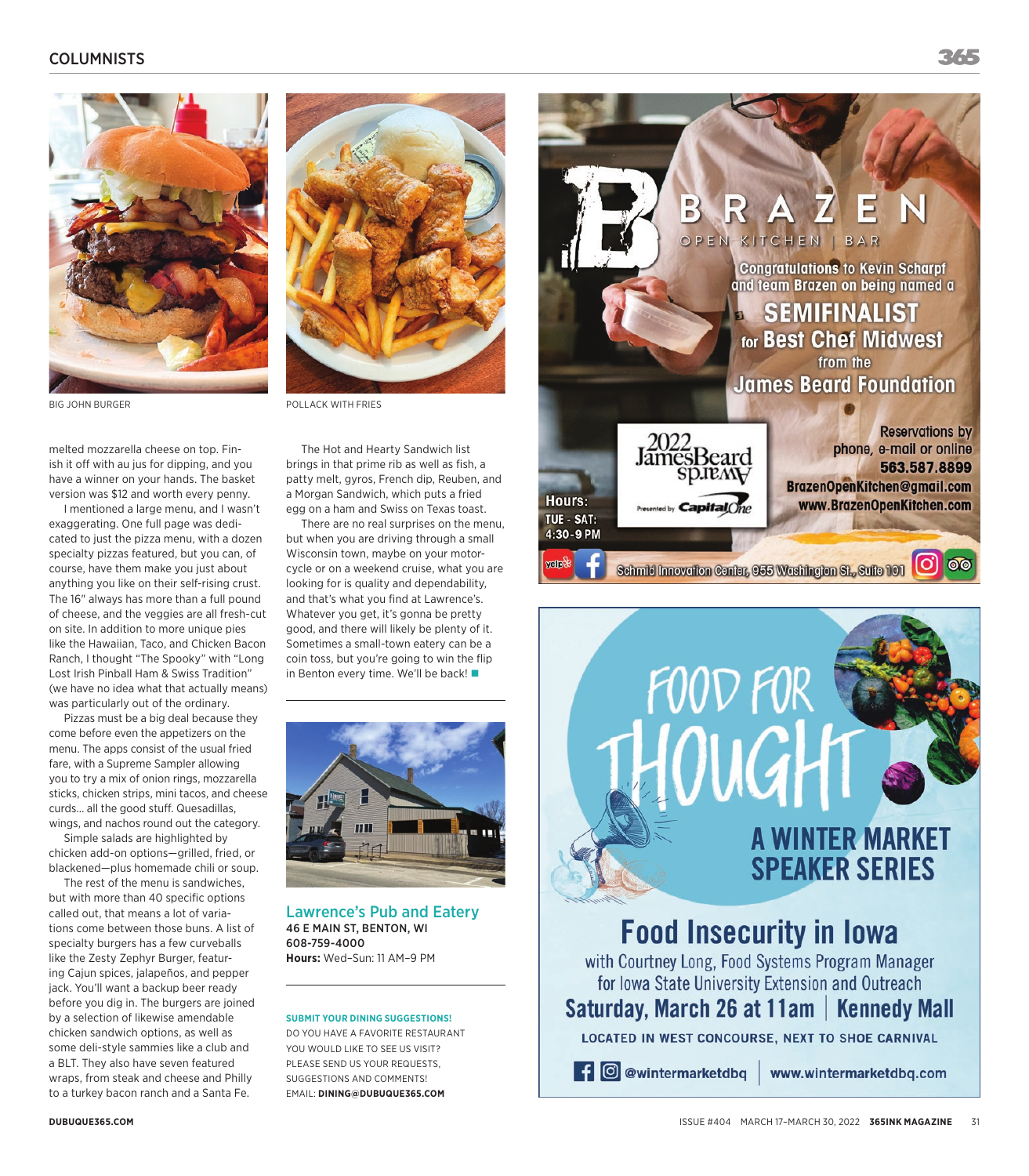BIG JOHN BURGER

POLLACK WITH FRIES

melted mozzarella cheese on top. Finish it off with au jus for dipping, and you have a winner on your hands. The basket version was $12 and worth every penny.

I mentioned a large menu, and I wasn't exaggerating. One full page was dedicated to just the pizza menu, with a dozen specialty pizzas featured, but you can, of course, have them make you just about anything you like on their self-rising crust. The 16" always has more than a full pound of cheese, and the veggies are all fresh-cut on site. In addition to more unique pies like the Hawaiian, Taco, and Chicken Bacon Ranch, I thought "The Spooky" with "Long Lost Irish Pinball Ham & Swiss Tradition" (we have no idea what that actually means) was particularly out of the ordinary.

Pizzas must be a big deal because they come before even the appetizers on the menu. The apps consist of the usual fried fare, with a Supreme Sampler allowing you to try a mix of onion rings, mozzarella sticks, chicken strips, mini tacos, and cheese curds... all the good stuff. Quesadillas, wings, and nachos round out the category.

Simple salads are highlighted by chicken add-on options—grilled, fried, or blackened—plus homemade chili or soup.

The rest of the menu is sandwiches, but with more than 40 specific options called out, that means a lot of variations come between those buns. A list of specialty burgers has a few curveballs like the Zesty Zephyr Burger, featuring Cajun spices, jalapeños, and pepper jack. You'll want a backup beer ready before you dig in. The burgers are joined by a selection of likewise amendable chicken sandwich options, as well as some deli-style sammies like a club and a BLT. They also have seven featured wraps, from steak and cheese and Philly to a turkey bacon ranch and a Santa Fe.

The Hot and Hearty Sandwich list brings in that prime rib as well as fish, a patty melt, gyros, French dip, Reuben, and a Morgan Sandwich, which puts a fried egg on a ham and Swiss on Texas toast.

There are no real surprises on the menu, but when you are driving through a small Wisconsin town, maybe on your motorcycle or on a weekend cruise, what you are looking for is quality and dependability, and that's what you find at Lawrence's. Whatever you get, it's gonna be pretty good, and there will likely be plenty of it. Sometimes a small-town eatery can be a coin toss, but you're going to win the flip in Benton every time. We'll be back! ■

**Lawrence's Pub and Eatery**
46 E MAIN ST, BENTON, WI
608-759-4000
**Hours:** Wed–Sun: 11 AM–9 PM

**SUBMIT YOUR DINING SUGGESTIONS!**
DO YOU HAVE A FAVORITE RESTAURANT YOU WOULD LIKE TO SEE US VISIT? PLEASE SEND US YOUR REQUESTS, SUGGESTIONS AND COMMENTS! EMAIL: **DINING@DUBUQUE365.COM**

BRAZEN OPEN KITCHEN | BAR

Congratulations to Kevin Scharpf and team Brazen on being named a SEMIFINALIST for Best Chef Midwest from the James Beard Foundation

2022 James Beard Awards — Presented by Capital One

Reservations by phone, e-mail or online
563.587.8899
BrazenOpenKitchen@gmail.com
www.BrazenOpenKitchen.com

Hours: TUE - SAT: 4:30-9 PM

Schmid Innovation Center, 955 Washington St., Suite 101

FOOD FOR THOUGHT
A WINTER MARKET SPEAKER SERIES

Food Insecurity in Iowa
with Courtney Long, Food Systems Program Manager for Iowa State University Extension and Outreach
Saturday, March 26 at 11am | Kennedy Mall
LOCATED IN WEST CONCOURSE, NEXT TO SHOE CARNIVAL

@wintermarketdbq | www.wintermarketdbq.com